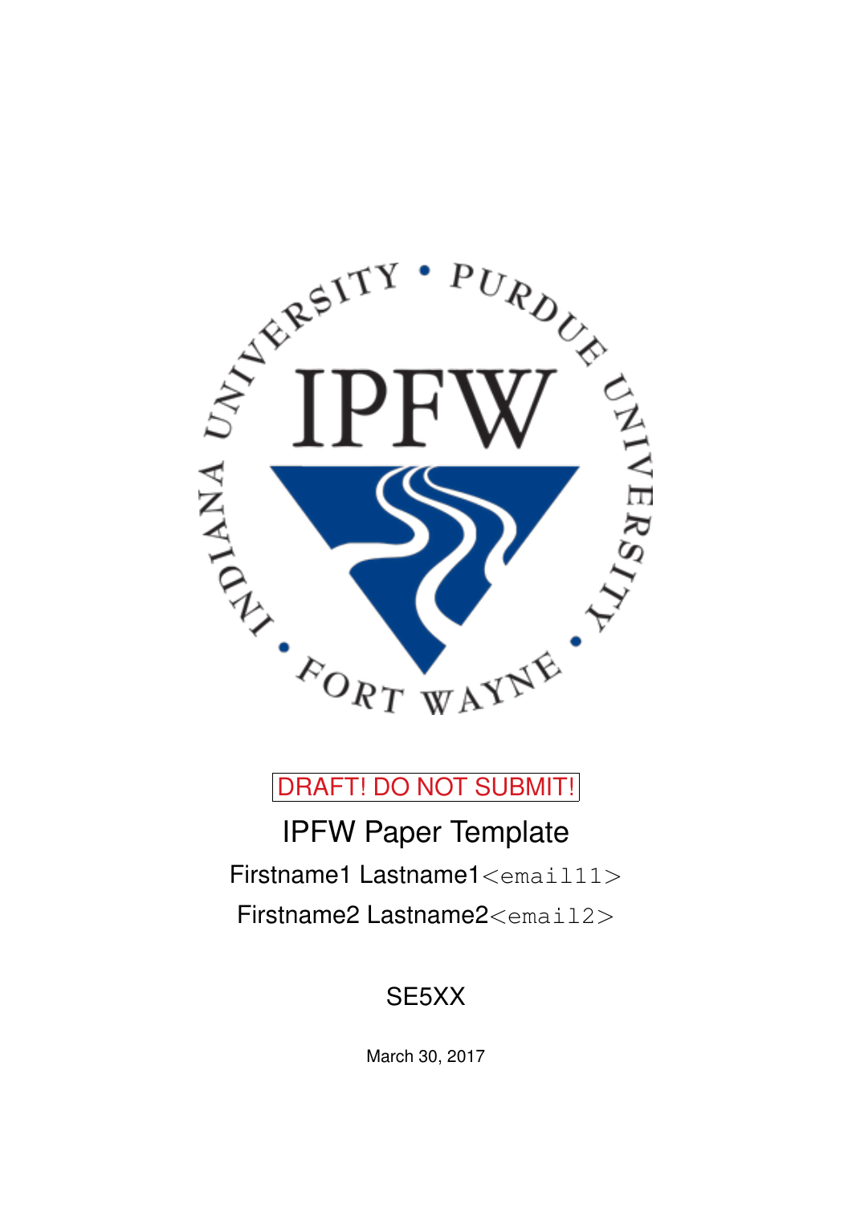DRAFT! DO NOT SUBMIT!

# IPFW Paper Template

Firstname1 Lastname1<email11>

Firstname2 Lastname2<email2>

SE5XX

March 30, 2017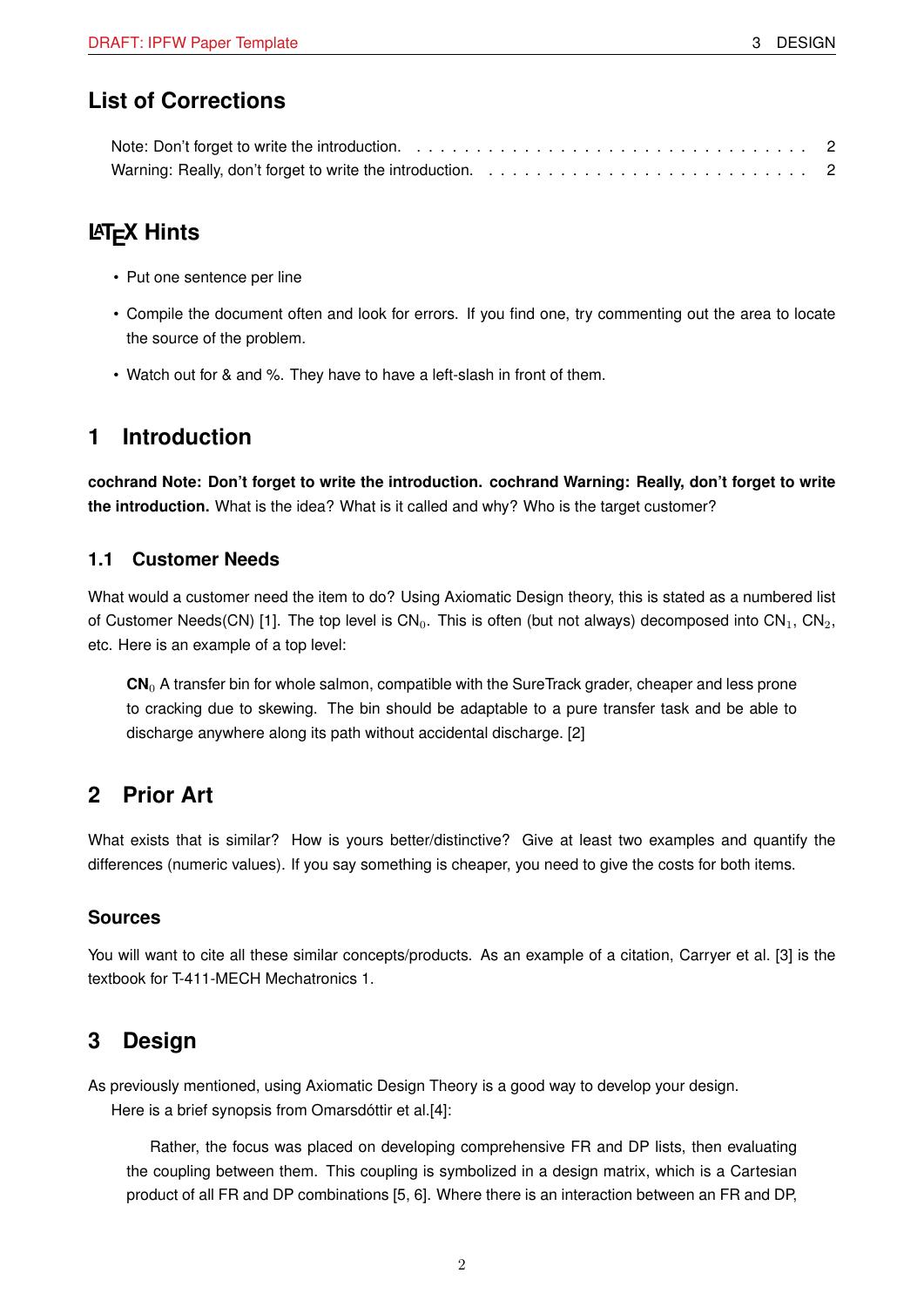## List of Corrections

Note: Don't forget to write the introduction. . . . . . . . . . . . . . . . . . . . . . . . . . . . . . . . . 2
Warning: Really, don't forget to write the introduction. . . . . . . . . . . . . . . . . . . . . . . . . . . 2

## LaTeX Hints

- Put one sentence per line
- Compile the document often and look for errors. If you find one, try commenting out the area to locate the source of the problem.
- Watch out for & and %. They have to have a left-slash in front of them.

## 1 Introduction

**cochrand Note: Don't forget to write the introduction. cochrand Warning: Really, don't forget to write the introduction.** What is the idea? What is it called and why? Who is the target customer?

### 1.1 Customer Needs

What would a customer need the item to do? Using Axiomatic Design theory, this is stated as a numbered list of Customer Needs(CN) [1]. The top level is $\text{CN}_0$. This is often (but not always) decomposed into $\text{CN}_1$, $\text{CN}_2$, etc. Here is an example of a top level:

> **$\text{CN}_0$** A transfer bin for whole salmon, compatible with the SureTrack grader, cheaper and less prone to cracking due to skewing. The bin should be adaptable to a pure transfer task and be able to discharge anywhere along its path without accidental discharge. [2]

## 2 Prior Art

What exists that is similar? How is yours better/distinctive? Give at least two examples and quantify the differences (numeric values). If you say something is cheaper, you need to give the costs for both items.

### Sources

You will want to cite all these similar concepts/products. As an example of a citation, Carryer et al. [3] is the textbook for T-411-MECH Mechatronics 1.

## 3 Design

As previously mentioned, using Axiomatic Design Theory is a good way to develop your design.

Here is a brief synopsis from Omarsdóttir et al.[4]:

> Rather, the focus was placed on developing comprehensive FR and DP lists, then evaluating the coupling between them. This coupling is symbolized in a design matrix, which is a Cartesian product of all FR and DP combinations [5, 6]. Where there is an interaction between an FR and DP,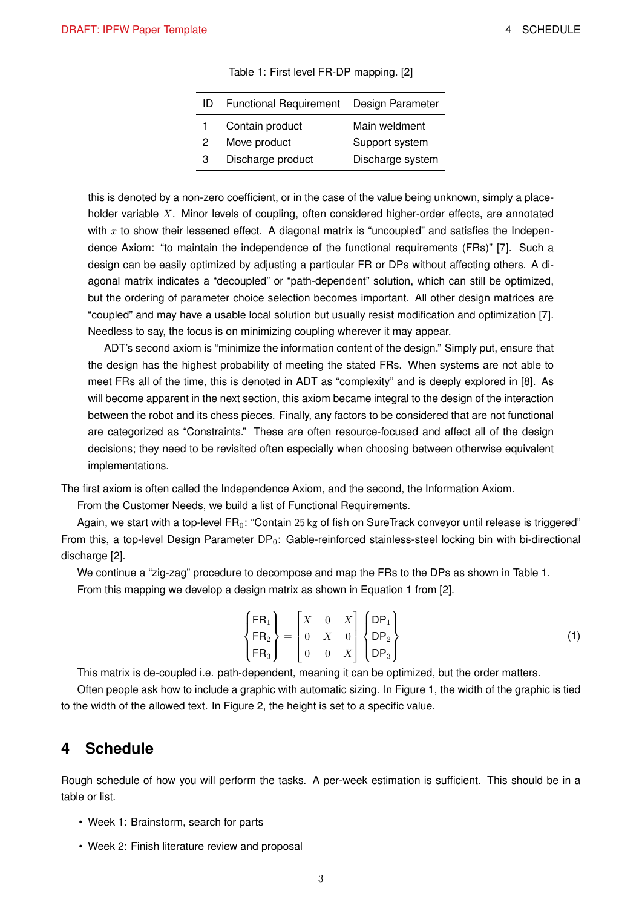Table 1: First level FR-DP mapping. [2]

| ID | Functional Requirement | Design Parameter |
|---|---|---|
| 1 | Contain product | Main weldment |
| 2 | Move product | Support system |
| 3 | Discharge product | Discharge system |

this is denoted by a non-zero coefficient, or in the case of the value being unknown, simply a placeholder variable $X$. Minor levels of coupling, often considered higher-order effects, are annotated with $x$ to show their lessened effect. A diagonal matrix is "uncoupled" and satisfies the Independence Axiom: "to maintain the independence of the functional requirements (FRs)" [7]. Such a design can be easily optimized by adjusting a particular FR or DPs without affecting others. A diagonal matrix indicates a "decoupled" or "path-dependent" solution, which can still be optimized, but the ordering of parameter choice selection becomes important. All other design matrices are "coupled" and may have a usable local solution but usually resist modification and optimization [7]. Needless to say, the focus is on minimizing coupling wherever it may appear.

ADT's second axiom is "minimize the information content of the design." Simply put, ensure that the design has the highest probability of meeting the stated FRs. When systems are not able to meet FRs all of the time, this is denoted in ADT as "complexity" and is deeply explored in [8]. As will become apparent in the next section, this axiom became integral to the design of the interaction between the robot and its chess pieces. Finally, any factors to be considered that are not functional are categorized as "Constraints." These are often resource-focused and affect all of the design decisions; they need to be revisited often especially when choosing between otherwise equivalent implementations.

The first axiom is often called the Independence Axiom, and the second, the Information Axiom.

From the Customer Needs, we build a list of Functional Requirements.

Again, we start with a top-level FR$_0$: "Contain $25\,\mathrm{kg}$ of fish on SureTrack conveyor until release is triggered" From this, a top-level Design Parameter DP$_0$: Gable-reinforced stainless-steel locking bin with bi-directional discharge [2].

We continue a "zig-zag" procedure to decompose and map the FRs to the DPs as shown in Table 1.

From this mapping we develop a design matrix as shown in Equation 1 from [2].

$$\begin{Bmatrix} \mathrm{FR}_1 \\ \mathrm{FR}_2 \\ \mathrm{FR}_3 \end{Bmatrix} = \begin{bmatrix} X & 0 & X \\ 0 & X & 0 \\ 0 & 0 & X \end{bmatrix} \begin{Bmatrix} \mathrm{DP}_1 \\ \mathrm{DP}_2 \\ \mathrm{DP}_3 \end{Bmatrix} \tag{1}$$

This matrix is de-coupled i.e. path-dependent, meaning it can be optimized, but the order matters.

Often people ask how to include a graphic with automatic sizing. In Figure 1, the width of the graphic is tied to the width of the allowed text. In Figure 2, the height is set to a specific value.

# 4 Schedule

Rough schedule of how you will perform the tasks. A per-week estimation is sufficient. This should be in a table or list.

- Week 1: Brainstorm, search for parts
- Week 2: Finish literature review and proposal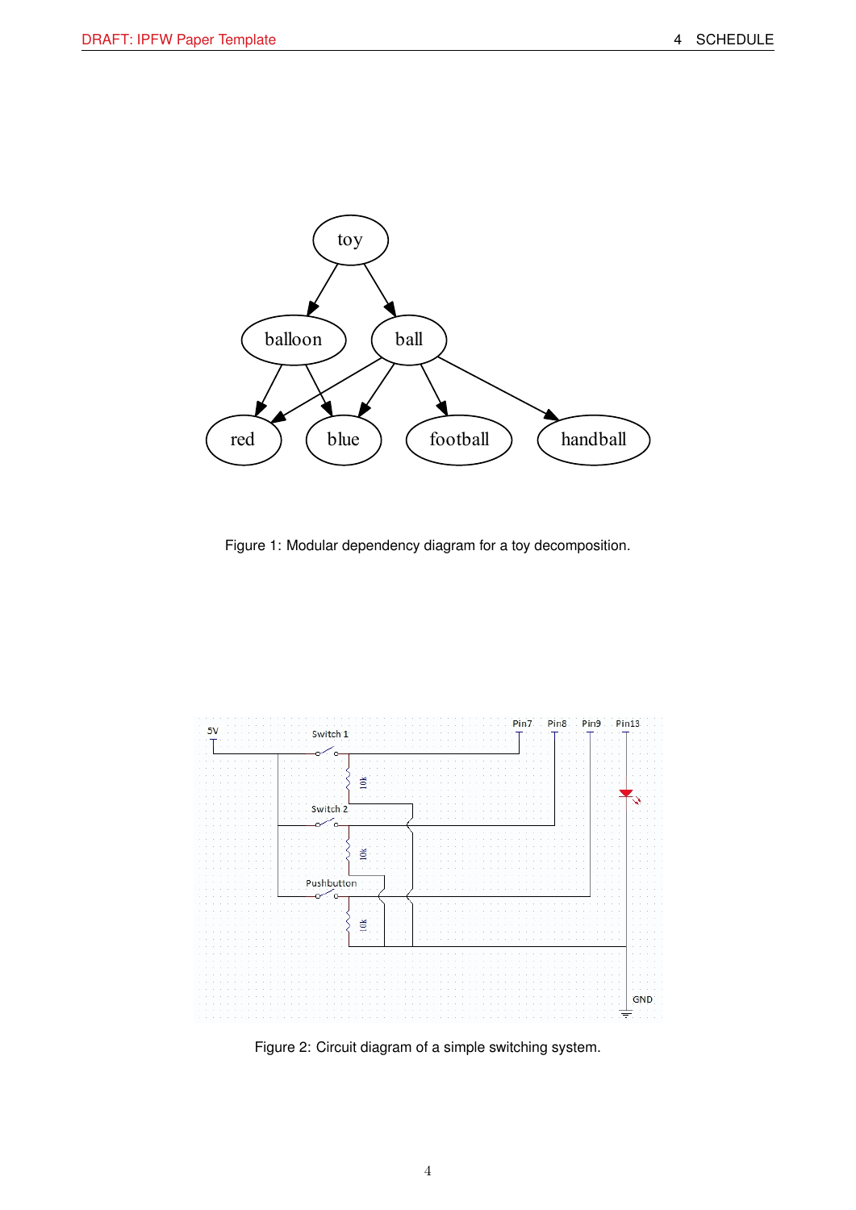Figure 1: Modular dependency diagram for a toy decomposition.

Figure 2: Circuit diagram of a simple switching system.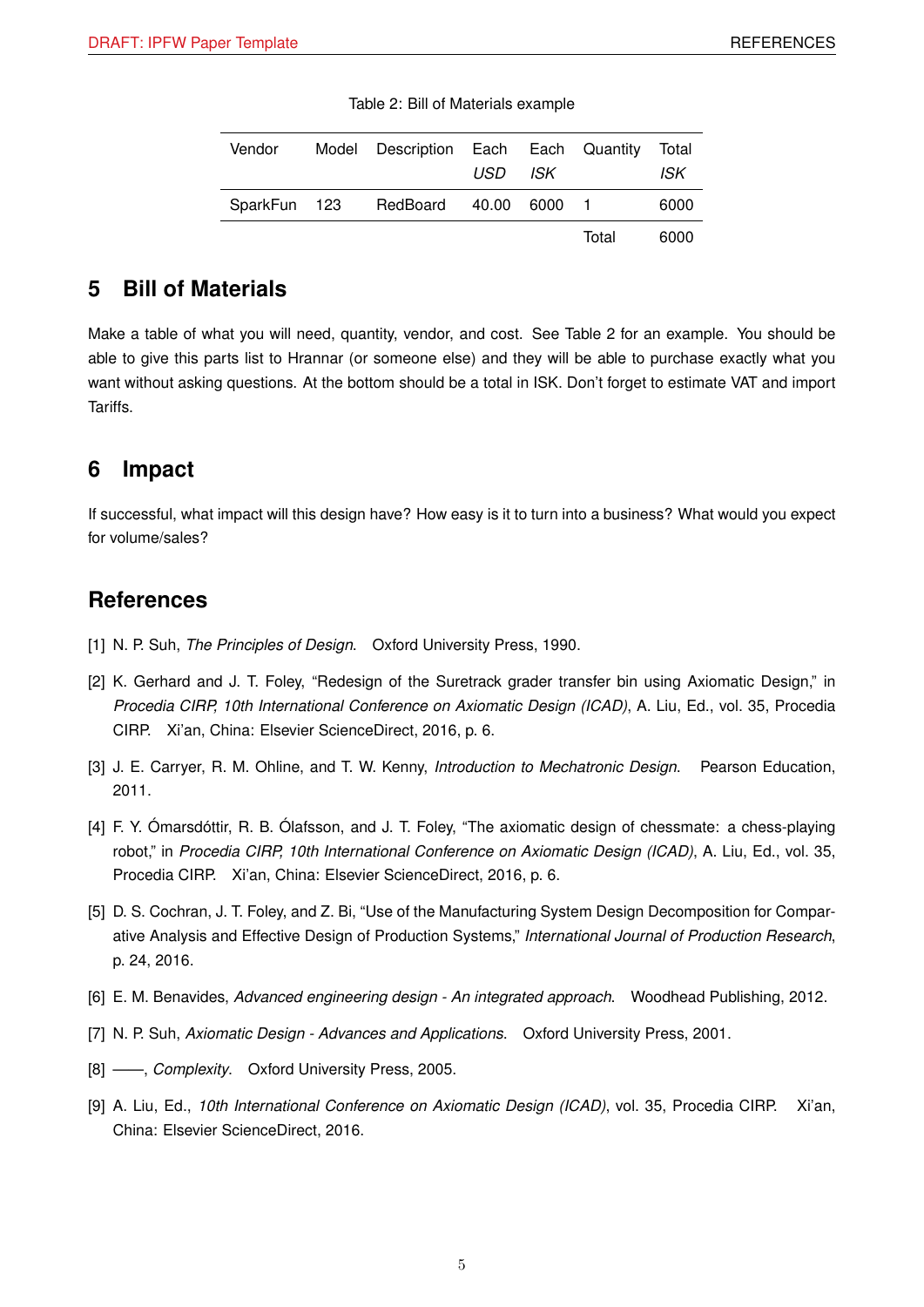Table 2: Bill of Materials example

| Vendor | Model | Description | Each *USD* | Each *ISK* | Quantity | Total *ISK* |
|---|---|---|---|---|---|---|
| SparkFun | 123 | RedBoard | 40.00 | 6000 | 1 | 6000 |
| | | | | | Total | 6000 |

## 5 Bill of Materials

Make a table of what you will need, quantity, vendor, and cost. See Table 2 for an example. You should be able to give this parts list to Hrannar (or someone else) and they will be able to purchase exactly what you want without asking questions. At the bottom should be a total in ISK. Don't forget to estimate VAT and import Tariffs.

## 6 Impact

If successful, what impact will this design have? How easy is it to turn into a business? What would you expect for volume/sales?

## References

[1] N. P. Suh, *The Principles of Design*. Oxford University Press, 1990.

[2] K. Gerhard and J. T. Foley, "Redesign of the Suretrack grader transfer bin using Axiomatic Design," in *Procedia CIRP, 10th International Conference on Axiomatic Design (ICAD)*, A. Liu, Ed., vol. 35, Procedia CIRP. Xi'an, China: Elsevier ScienceDirect, 2016, p. 6.

[3] J. E. Carryer, R. M. Ohline, and T. W. Kenny, *Introduction to Mechatronic Design*. Pearson Education, 2011.

[4] F. Y. Ómarsdóttir, R. B. Ólafsson, and J. T. Foley, "The axiomatic design of chessmate: a chess-playing robot," in *Procedia CIRP, 10th International Conference on Axiomatic Design (ICAD)*, A. Liu, Ed., vol. 35, Procedia CIRP. Xi'an, China: Elsevier ScienceDirect, 2016, p. 6.

[5] D. S. Cochran, J. T. Foley, and Z. Bi, "Use of the Manufacturing System Design Decomposition for Comparative Analysis and Effective Design of Production Systems," *International Journal of Production Research*, p. 24, 2016.

[6] E. M. Benavides, *Advanced engineering design - An integrated approach*. Woodhead Publishing, 2012.

[7] N. P. Suh, *Axiomatic Design - Advances and Applications*. Oxford University Press, 2001.

[8] ——, *Complexity*. Oxford University Press, 2005.

[9] A. Liu, Ed., *10th International Conference on Axiomatic Design (ICAD)*, vol. 35, Procedia CIRP. Xi'an, China: Elsevier ScienceDirect, 2016.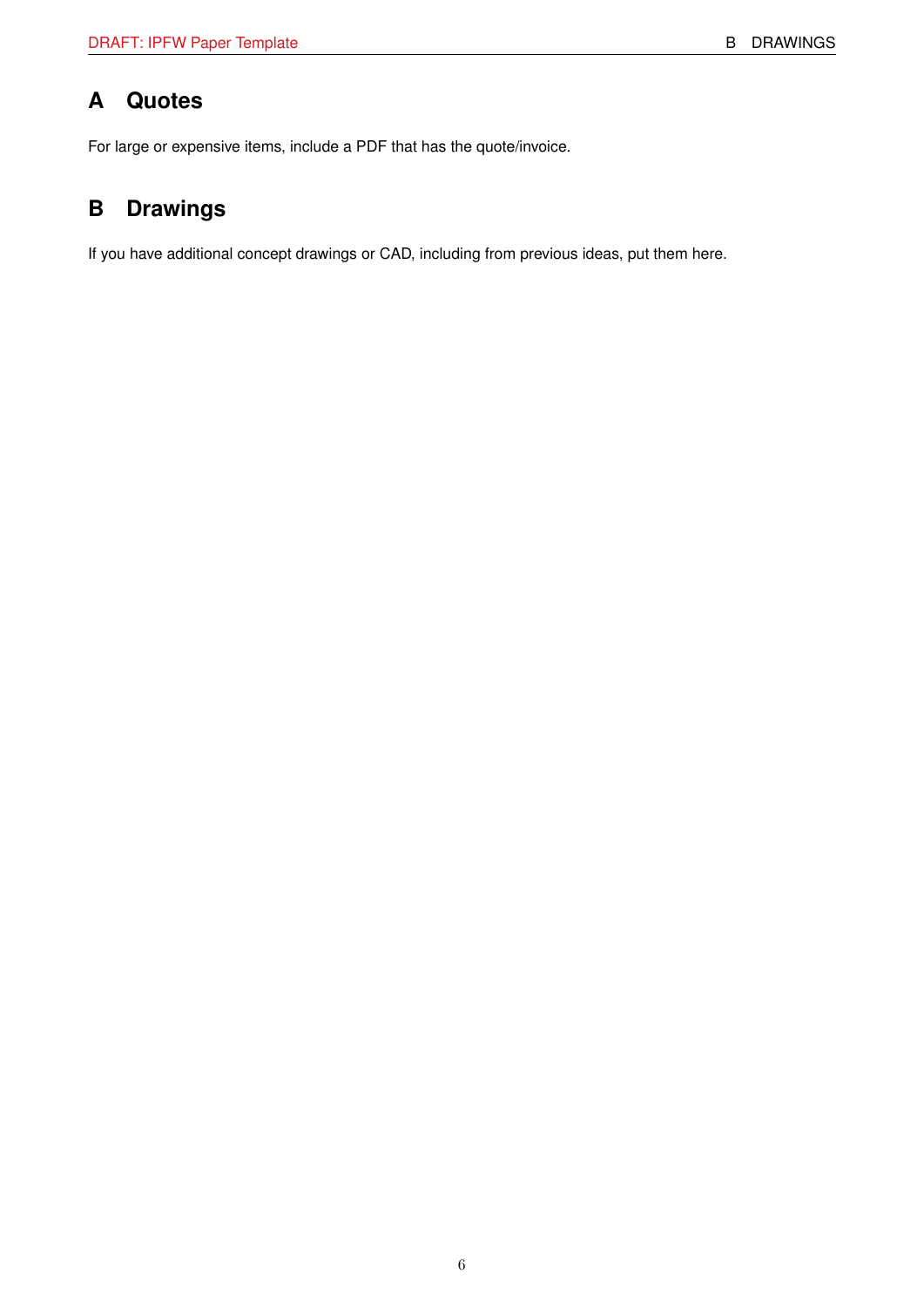# A Quotes

For large or expensive items, include a PDF that has the quote/invoice.

# B Drawings

If you have additional concept drawings or CAD, including from previous ideas, put them here.